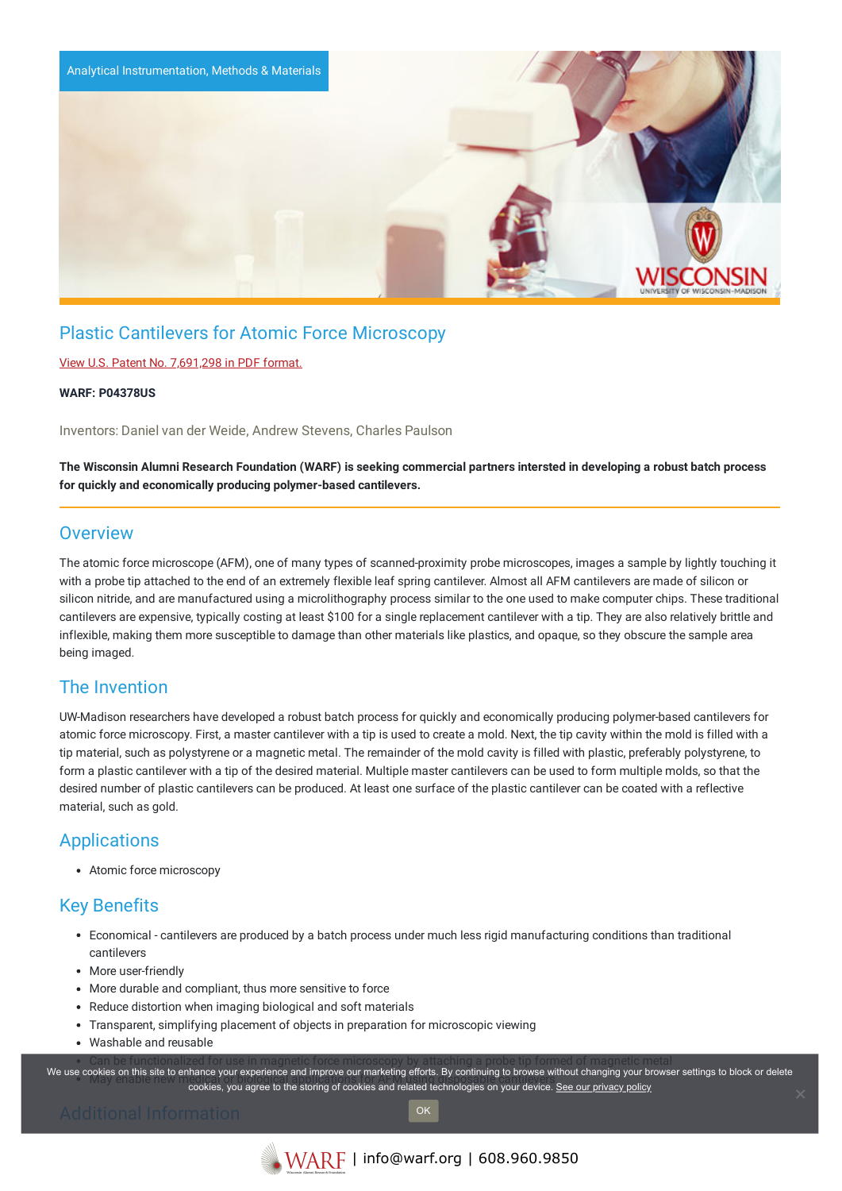Analytical Instrumentation, Methods & Materials

# Plastic Cantilevers for Atomic Force Microscopy

View U.S. Patent No. 7,691,298 in PDF format.

**WARF: P04378US**

Inventors: Daniel van der Weide, Andrew Stevens, Charles Paulson

**The Wisconsin Alumni Research Foundation (WARF) is seeking commercial partners intersted in developing a robust batch process for quickly and economically producing polymer-based cantilevers.**

## Overview

The atomic force microscope (AFM), one of many types of scanned-proximity probe microscopes, images a sample by lightly touching it with a probe tip attached to the end of an extremely flexible leaf spring cantilever. Almost all AFM cantilevers are made of silicon or silicon nitride, and are manufactured using a microlithography process similar to the one used to make computer chips. These traditional cantilevers are expensive, typically costing at least $100 for a single replacement cantilever with a tip. They are also relatively brittle and inflexible, making them more susceptible to damage than other materials like plastics, and opaque, so they obscure the sample area being imaged.

## The Invention

UW-Madison researchers have developed a robust batch process for quickly and economically producing polymer-based cantilevers for atomic force microscopy. First, a master cantilever with a tip is used to create a mold. Next, the tip cavity within the mold is filled with a tip material, such as polystyrene or a magnetic metal. The remainder of the mold cavity is filled with plastic, preferably polystyrene, to form a plastic cantilever with a tip of the desired material. Multiple master cantilevers can be used to form multiple molds, so that the desired number of plastic cantilevers can be produced. At least one surface of the plastic cantilever can be coated with a reflective material, such as gold.

## Applications

- Atomic force microscopy

## Key Benefits

- Economical - cantilevers are produced by a batch process under much less rigid manufacturing conditions than traditional cantilevers
- More user-friendly
- More durable and compliant, thus more sensitive to force
- Reduce distortion when imaging biological and soft materials
- Transparent, simplifying placement of objects in preparation for microscopic viewing
- Washable and reusable
- Can be functionalized for use in magnetic force microscopy by attaching a probe tip formed of magnetic metal
- May enable new medical or biological applications for AFM using disposable cantilevers

## Additional Information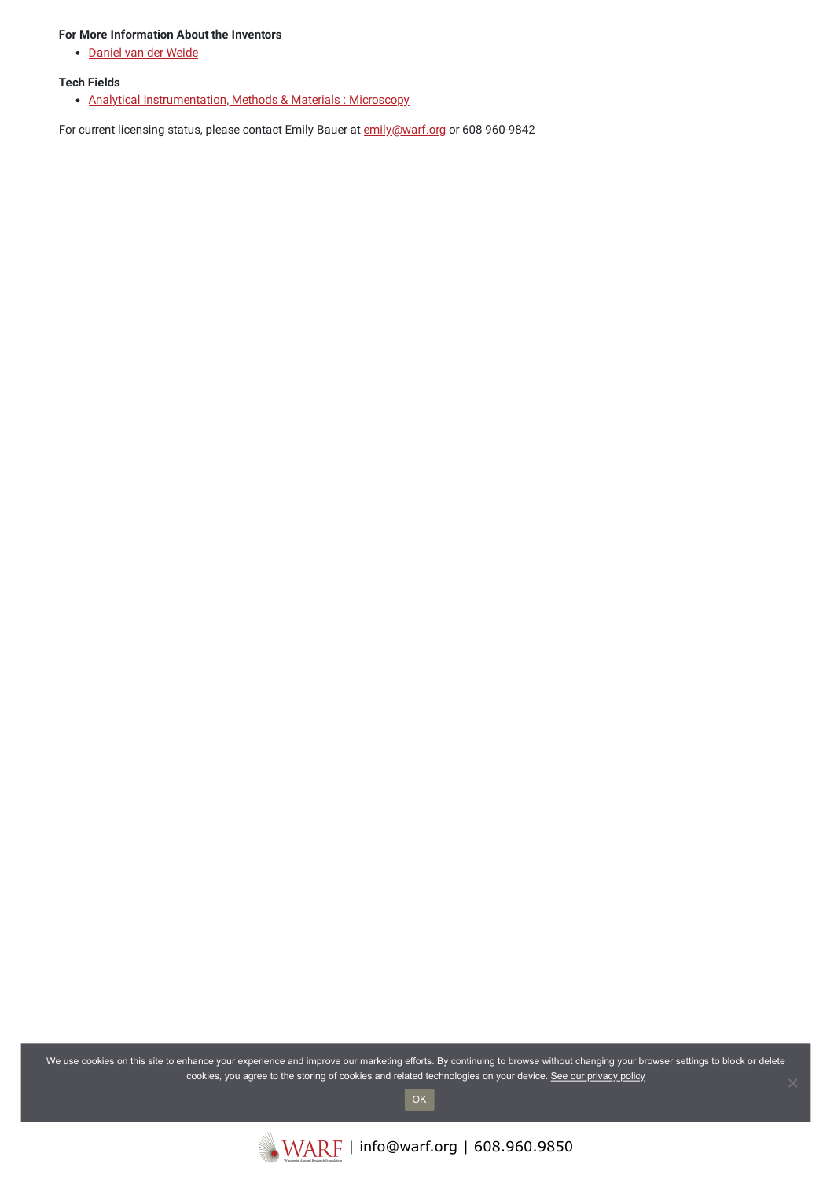**For More Information About the Inventors**

- Daniel van der Weide

**Tech Fields**

- Analytical Instrumentation, Methods & Materials : Microscopy

For current licensing status, please contact Emily Bauer at emily@warf.org or 608-960-9842